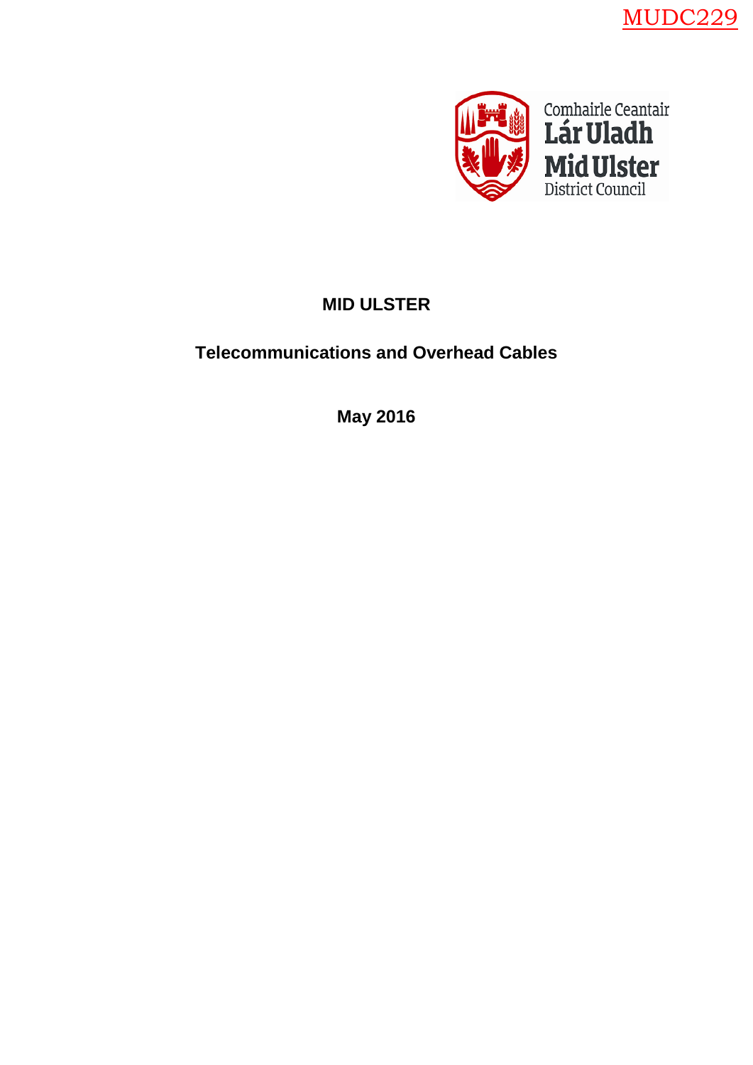MUDC229

Comhairle Ceantair
Lár Uladh
Mid Ulster
District Council

# MID ULSTER

## Telecommunications and Overhead Cables

**May 2016**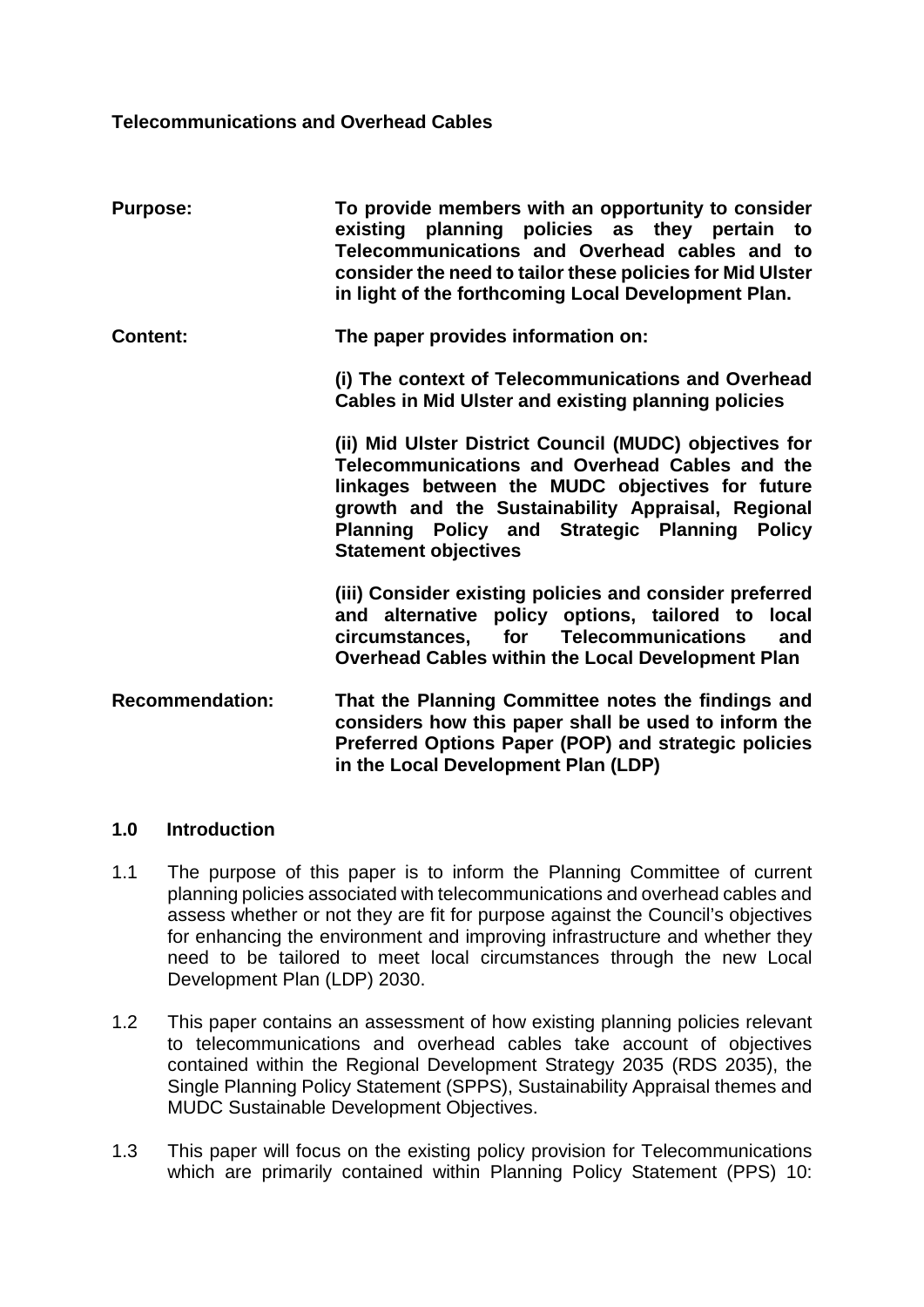**Telecommunications and Overhead Cables**

| | |
|---|---|
| **Purpose:** | **To provide members with an opportunity to consider existing planning policies as they pertain to Telecommunications and Overhead cables and to consider the need to tailor these policies for Mid Ulster in light of the forthcoming Local Development Plan.** |
| **Content:** | **The paper provides information on:**<br><br>**(i) The context of Telecommunications and Overhead Cables in Mid Ulster and existing planning policies**<br><br>**(ii) Mid Ulster District Council (MUDC) objectives for Telecommunications and Overhead Cables and the linkages between the MUDC objectives for future growth and the Sustainability Appraisal, Regional Planning Policy and Strategic Planning Policy Statement objectives**<br><br>**(iii) Consider existing policies and consider preferred and alternative policy options, tailored to local circumstances, for Telecommunications and Overhead Cables within the Local Development Plan** |
| **Recommendation:** | **That the Planning Committee notes the findings and considers how this paper shall be used to inform the Preferred Options Paper (POP) and strategic policies in the Local Development Plan (LDP)** |

## 1.0 Introduction

1.1 The purpose of this paper is to inform the Planning Committee of current planning policies associated with telecommunications and overhead cables and assess whether or not they are fit for purpose against the Council's objectives for enhancing the environment and improving infrastructure and whether they need to be tailored to meet local circumstances through the new Local Development Plan (LDP) 2030.

1.2 This paper contains an assessment of how existing planning policies relevant to telecommunications and overhead cables take account of objectives contained within the Regional Development Strategy 2035 (RDS 2035), the Single Planning Policy Statement (SPPS), Sustainability Appraisal themes and MUDC Sustainable Development Objectives.

1.3 This paper will focus on the existing policy provision for Telecommunications which are primarily contained within Planning Policy Statement (PPS) 10: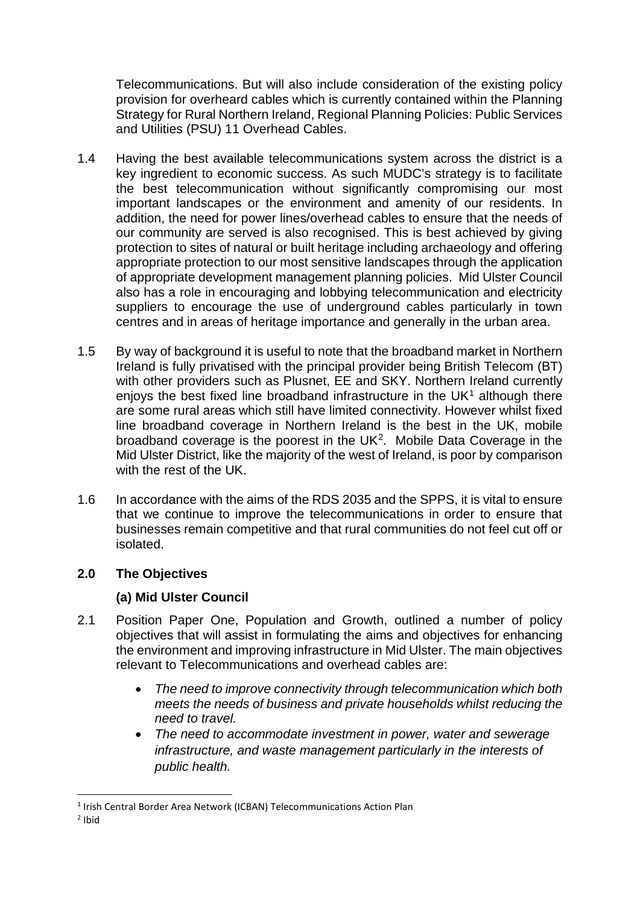Telecommunications. But will also include consideration of the existing policy provision for overheard cables which is currently contained within the Planning Strategy for Rural Northern Ireland, Regional Planning Policies: Public Services and Utilities (PSU) 11 Overhead Cables.

1.4 Having the best available telecommunications system across the district is a key ingredient to economic success. As such MUDC's strategy is to facilitate the best telecommunication without significantly compromising our most important landscapes or the environment and amenity of our residents. In addition, the need for power lines/overhead cables to ensure that the needs of our community are served is also recognised. This is best achieved by giving protection to sites of natural or built heritage including archaeology and offering appropriate protection to our most sensitive landscapes through the application of appropriate development management planning policies. Mid Ulster Council also has a role in encouraging and lobbying telecommunication and electricity suppliers to encourage the use of underground cables particularly in town centres and in areas of heritage importance and generally in the urban area.

1.5 By way of background it is useful to note that the broadband market in Northern Ireland is fully privatised with the principal provider being British Telecom (BT) with other providers such as Plusnet, EE and SKY. Northern Ireland currently enjoys the best fixed line broadband infrastructure in the UK[1] although there are some rural areas which still have limited connectivity. However whilst fixed line broadband coverage in Northern Ireland is the best in the UK, mobile broadband coverage is the poorest in the UK[2]. Mobile Data Coverage in the Mid Ulster District, like the majority of the west of Ireland, is poor by comparison with the rest of the UK.

1.6 In accordance with the aims of the RDS 2035 and the SPPS, it is vital to ensure that we continue to improve the telecommunications in order to ensure that businesses remain competitive and that rural communities do not feel cut off or isolated.

## 2.0 The Objectives

### (a) Mid Ulster Council

2.1 Position Paper One, Population and Growth, outlined a number of policy objectives that will assist in formulating the aims and objectives for enhancing the environment and improving infrastructure in Mid Ulster. The main objectives relevant to Telecommunications and overhead cables are:

- *The need to improve connectivity through telecommunication which both meets the needs of business and private households whilst reducing the need to travel.*
- *The need to accommodate investment in power, water and sewerage infrastructure, and waste management particularly in the interests of public health.*

[1] Irish Central Border Area Network (ICBAN) Telecommunications Action Plan

[2] Ibid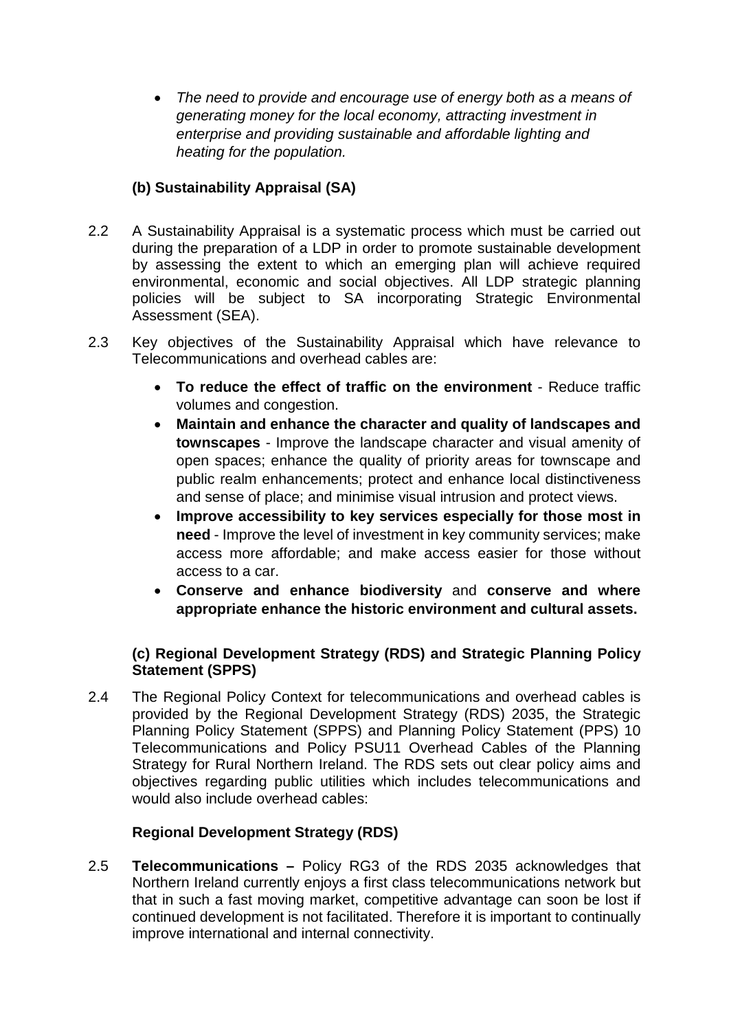- *The need to provide and encourage use of energy both as a means of generating money for the local economy, attracting investment in enterprise and providing sustainable and affordable lighting and heating for the population.*

### (b) Sustainability Appraisal (SA)

2.2 A Sustainability Appraisal is a systematic process which must be carried out during the preparation of a LDP in order to promote sustainable development by assessing the extent to which an emerging plan will achieve required environmental, economic and social objectives. All LDP strategic planning policies will be subject to SA incorporating Strategic Environmental Assessment (SEA).

2.3 Key objectives of the Sustainability Appraisal which have relevance to Telecommunications and overhead cables are:

- **To reduce the effect of traffic on the environment** - Reduce traffic volumes and congestion.
- **Maintain and enhance the character and quality of landscapes and townscapes** - Improve the landscape character and visual amenity of open spaces; enhance the quality of priority areas for townscape and public realm enhancements; protect and enhance local distinctiveness and sense of place; and minimise visual intrusion and protect views.
- **Improve accessibility to key services especially for those most in need** - Improve the level of investment in key community services; make access more affordable; and make access easier for those without access to a car.
- **Conserve and enhance biodiversity** and **conserve and where appropriate enhance the historic environment and cultural assets.**

### (c) Regional Development Strategy (RDS) and Strategic Planning Policy Statement (SPPS)

2.4 The Regional Policy Context for telecommunications and overhead cables is provided by the Regional Development Strategy (RDS) 2035, the Strategic Planning Policy Statement (SPPS) and Planning Policy Statement (PPS) 10 Telecommunications and Policy PSU11 Overhead Cables of the Planning Strategy for Rural Northern Ireland. The RDS sets out clear policy aims and objectives regarding public utilities which includes telecommunications and would also include overhead cables:

#### Regional Development Strategy (RDS)

2.5 **Telecommunications –** Policy RG3 of the RDS 2035 acknowledges that Northern Ireland currently enjoys a first class telecommunications network but that in such a fast moving market, competitive advantage can soon be lost if continued development is not facilitated. Therefore it is important to continually improve international and internal connectivity.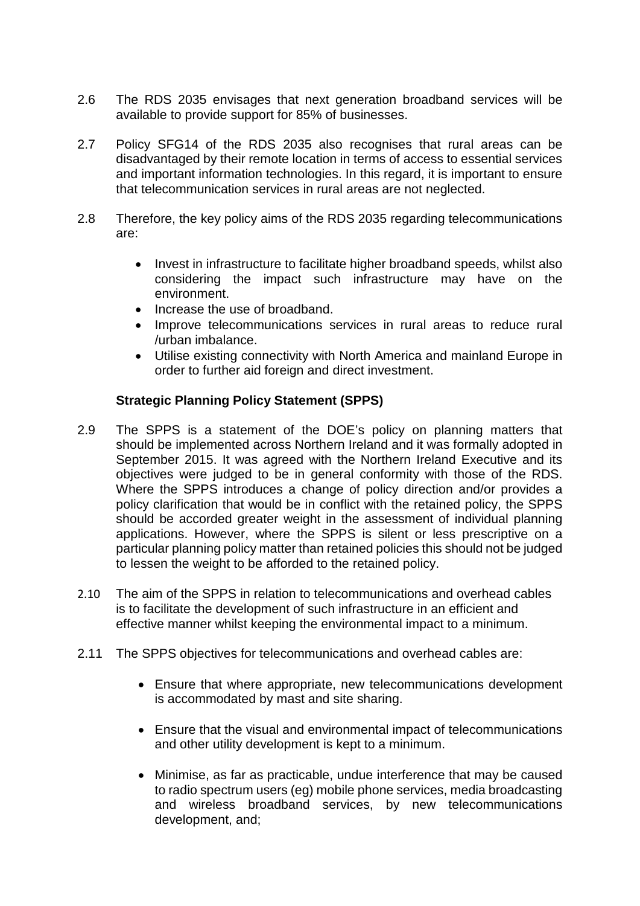2.6 The RDS 2035 envisages that next generation broadband services will be available to provide support for 85% of businesses.

2.7 Policy SFG14 of the RDS 2035 also recognises that rural areas can be disadvantaged by their remote location in terms of access to essential services and important information technologies. In this regard, it is important to ensure that telecommunication services in rural areas are not neglected.

2.8 Therefore, the key policy aims of the RDS 2035 regarding telecommunications are:

- Invest in infrastructure to facilitate higher broadband speeds, whilst also considering the impact such infrastructure may have on the environment.
- Increase the use of broadband.
- Improve telecommunications services in rural areas to reduce rural /urban imbalance.
- Utilise existing connectivity with North America and mainland Europe in order to further aid foreign and direct investment.

**Strategic Planning Policy Statement (SPPS)**

2.9 The SPPS is a statement of the DOE's policy on planning matters that should be implemented across Northern Ireland and it was formally adopted in September 2015. It was agreed with the Northern Ireland Executive and its objectives were judged to be in general conformity with those of the RDS. Where the SPPS introduces a change of policy direction and/or provides a policy clarification that would be in conflict with the retained policy, the SPPS should be accorded greater weight in the assessment of individual planning applications. However, where the SPPS is silent or less prescriptive on a particular planning policy matter than retained policies this should not be judged to lessen the weight to be afforded to the retained policy.

2.10 The aim of the SPPS in relation to telecommunications and overhead cables is to facilitate the development of such infrastructure in an efficient and effective manner whilst keeping the environmental impact to a minimum.

2.11 The SPPS objectives for telecommunications and overhead cables are:

- Ensure that where appropriate, new telecommunications development is accommodated by mast and site sharing.

- Ensure that the visual and environmental impact of telecommunications and other utility development is kept to a minimum.

- Minimise, as far as practicable, undue interference that may be caused to radio spectrum users (eg) mobile phone services, media broadcasting and wireless broadband services, by new telecommunications development, and;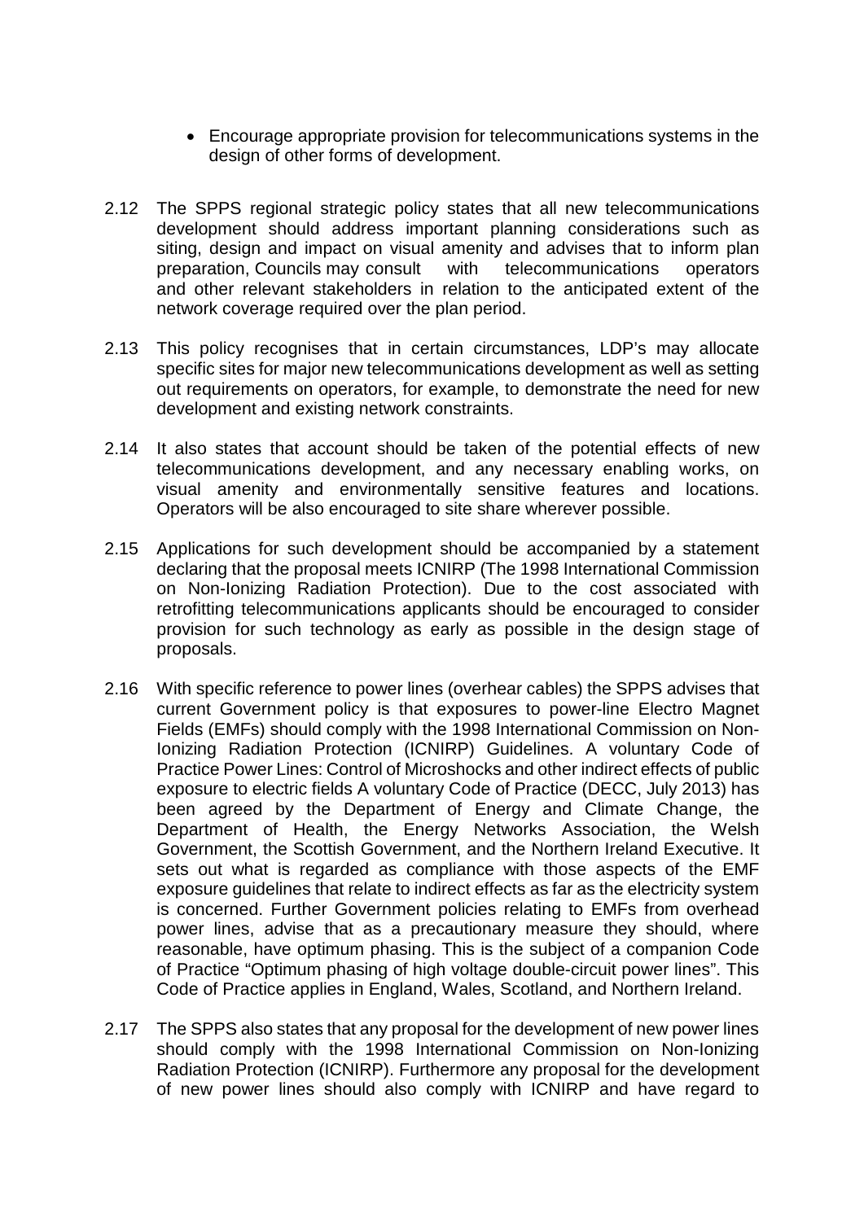- Encourage appropriate provision for telecommunications systems in the design of other forms of development.

2.12 The SPPS regional strategic policy states that all new telecommunications development should address important planning considerations such as siting, design and impact on visual amenity and advises that to inform plan preparation, Councils may consult with telecommunications operators and other relevant stakeholders in relation to the anticipated extent of the network coverage required over the plan period.

2.13 This policy recognises that in certain circumstances, LDP's may allocate specific sites for major new telecommunications development as well as setting out requirements on operators, for example, to demonstrate the need for new development and existing network constraints.

2.14 It also states that account should be taken of the potential effects of new telecommunications development, and any necessary enabling works, on visual amenity and environmentally sensitive features and locations. Operators will be also encouraged to site share wherever possible.

2.15 Applications for such development should be accompanied by a statement declaring that the proposal meets ICNIRP (The 1998 International Commission on Non-Ionizing Radiation Protection). Due to the cost associated with retrofitting telecommunications applicants should be encouraged to consider provision for such technology as early as possible in the design stage of proposals.

2.16 With specific reference to power lines (overhear cables) the SPPS advises that current Government policy is that exposures to power-line Electro Magnet Fields (EMFs) should comply with the 1998 International Commission on Non-Ionizing Radiation Protection (ICNIRP) Guidelines. A voluntary Code of Practice Power Lines: Control of Microshocks and other indirect effects of public exposure to electric fields A voluntary Code of Practice (DECC, July 2013) has been agreed by the Department of Energy and Climate Change, the Department of Health, the Energy Networks Association, the Welsh Government, the Scottish Government, and the Northern Ireland Executive. It sets out what is regarded as compliance with those aspects of the EMF exposure guidelines that relate to indirect effects as far as the electricity system is concerned. Further Government policies relating to EMFs from overhead power lines, advise that as a precautionary measure they should, where reasonable, have optimum phasing. This is the subject of a companion Code of Practice "Optimum phasing of high voltage double-circuit power lines". This Code of Practice applies in England, Wales, Scotland, and Northern Ireland.

2.17 The SPPS also states that any proposal for the development of new power lines should comply with the 1998 International Commission on Non-Ionizing Radiation Protection (ICNIRP). Furthermore any proposal for the development of new power lines should also comply with ICNIRP and have regard to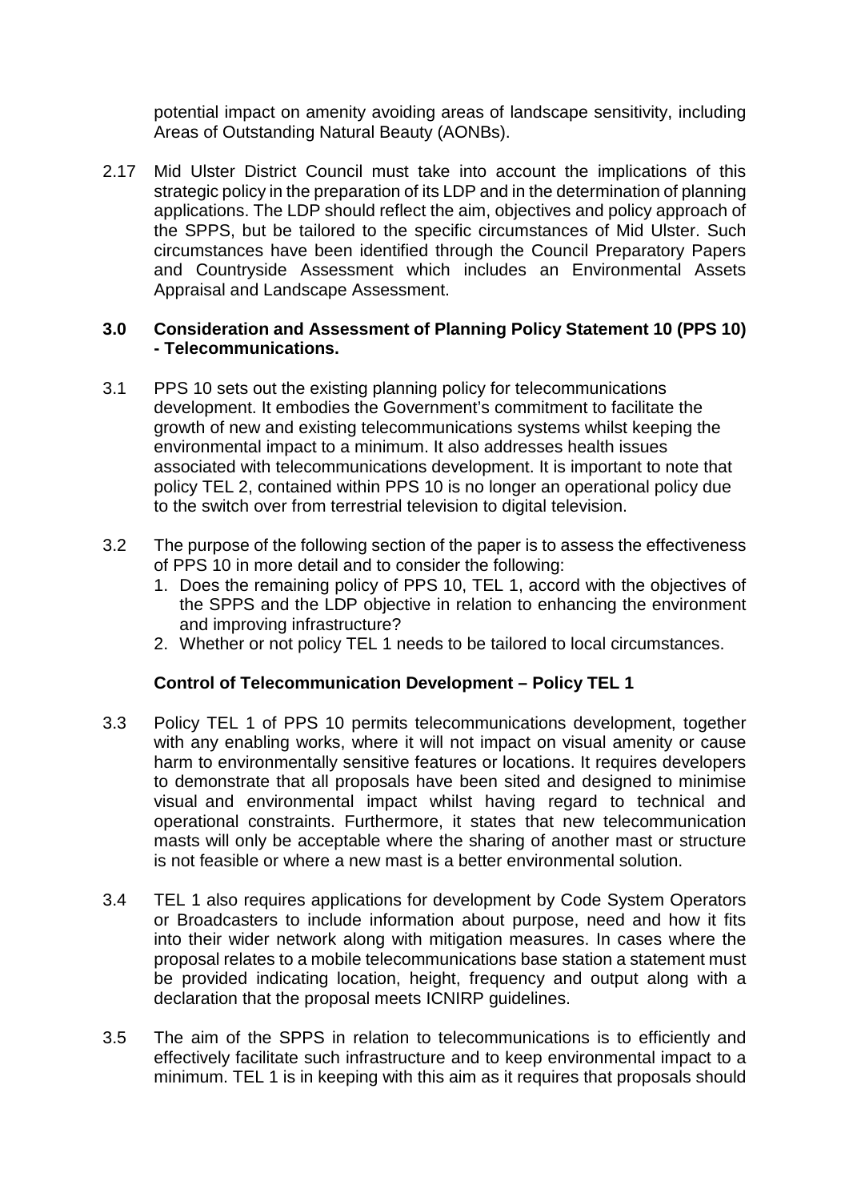potential impact on amenity avoiding areas of landscape sensitivity, including Areas of Outstanding Natural Beauty (AONBs).

2.17 Mid Ulster District Council must take into account the implications of this strategic policy in the preparation of its LDP and in the determination of planning applications. The LDP should reflect the aim, objectives and policy approach of the SPPS, but be tailored to the specific circumstances of Mid Ulster. Such circumstances have been identified through the Council Preparatory Papers and Countryside Assessment which includes an Environmental Assets Appraisal and Landscape Assessment.

## 3.0 Consideration and Assessment of Planning Policy Statement 10 (PPS 10) - Telecommunications.

3.1 PPS 10 sets out the existing planning policy for telecommunications development. It embodies the Government's commitment to facilitate the growth of new and existing telecommunications systems whilst keeping the environmental impact to a minimum. It also addresses health issues associated with telecommunications development. It is important to note that policy TEL 2, contained within PPS 10 is no longer an operational policy due to the switch over from terrestrial television to digital television.

3.2 The purpose of the following section of the paper is to assess the effectiveness of PPS 10 in more detail and to consider the following:

1. Does the remaining policy of PPS 10, TEL 1, accord with the objectives of the SPPS and the LDP objective in relation to enhancing the environment and improving infrastructure?
2. Whether or not policy TEL 1 needs to be tailored to local circumstances.

### Control of Telecommunication Development – Policy TEL 1

3.3 Policy TEL 1 of PPS 10 permits telecommunications development, together with any enabling works, where it will not impact on visual amenity or cause harm to environmentally sensitive features or locations. It requires developers to demonstrate that all proposals have been sited and designed to minimise visual and environmental impact whilst having regard to technical and operational constraints. Furthermore, it states that new telecommunication masts will only be acceptable where the sharing of another mast or structure is not feasible or where a new mast is a better environmental solution.

3.4 TEL 1 also requires applications for development by Code System Operators or Broadcasters to include information about purpose, need and how it fits into their wider network along with mitigation measures. In cases where the proposal relates to a mobile telecommunications base station a statement must be provided indicating location, height, frequency and output along with a declaration that the proposal meets ICNIRP guidelines.

3.5 The aim of the SPPS in relation to telecommunications is to efficiently and effectively facilitate such infrastructure and to keep environmental impact to a minimum. TEL 1 is in keeping with this aim as it requires that proposals should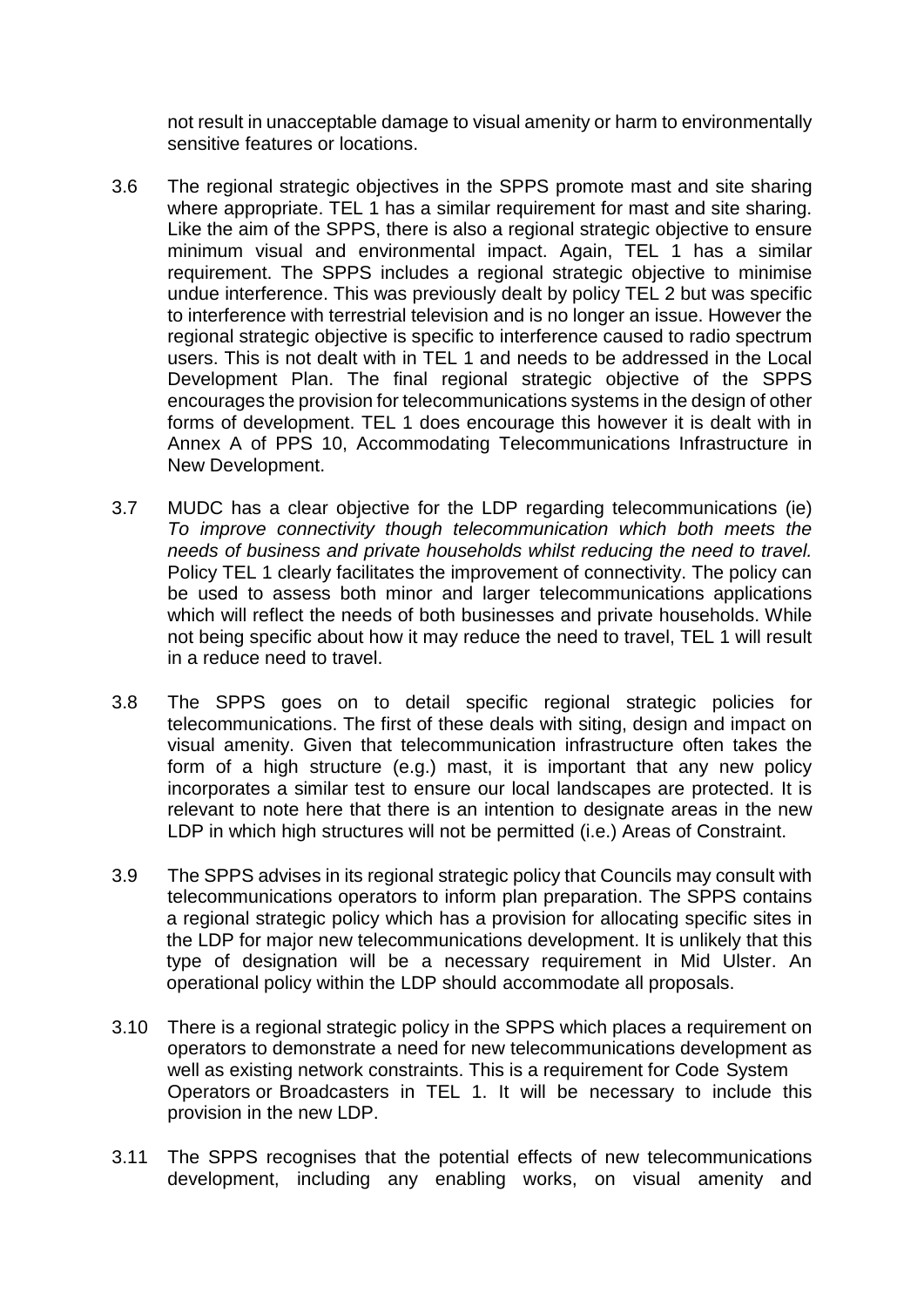not result in unacceptable damage to visual amenity or harm to environmentally sensitive features or locations.

3.6 The regional strategic objectives in the SPPS promote mast and site sharing where appropriate. TEL 1 has a similar requirement for mast and site sharing. Like the aim of the SPPS, there is also a regional strategic objective to ensure minimum visual and environmental impact. Again, TEL 1 has a similar requirement. The SPPS includes a regional strategic objective to minimise undue interference. This was previously dealt by policy TEL 2 but was specific to interference with terrestrial television and is no longer an issue. However the regional strategic objective is specific to interference caused to radio spectrum users. This is not dealt with in TEL 1 and needs to be addressed in the Local Development Plan. The final regional strategic objective of the SPPS encourages the provision for telecommunications systems in the design of other forms of development. TEL 1 does encourage this however it is dealt with in Annex A of PPS 10, Accommodating Telecommunications Infrastructure in New Development.

3.7 MUDC has a clear objective for the LDP regarding telecommunications (ie) *To improve connectivity though telecommunication which both meets the needs of business and private households whilst reducing the need to travel.* Policy TEL 1 clearly facilitates the improvement of connectivity. The policy can be used to assess both minor and larger telecommunications applications which will reflect the needs of both businesses and private households. While not being specific about how it may reduce the need to travel, TEL 1 will result in a reduce need to travel.

3.8 The SPPS goes on to detail specific regional strategic policies for telecommunications. The first of these deals with siting, design and impact on visual amenity. Given that telecommunication infrastructure often takes the form of a high structure (e.g.) mast, it is important that any new policy incorporates a similar test to ensure our local landscapes are protected. It is relevant to note here that there is an intention to designate areas in the new LDP in which high structures will not be permitted (i.e.) Areas of Constraint.

3.9 The SPPS advises in its regional strategic policy that Councils may consult with telecommunications operators to inform plan preparation. The SPPS contains a regional strategic policy which has a provision for allocating specific sites in the LDP for major new telecommunications development. It is unlikely that this type of designation will be a necessary requirement in Mid Ulster. An operational policy within the LDP should accommodate all proposals.

3.10 There is a regional strategic policy in the SPPS which places a requirement on operators to demonstrate a need for new telecommunications development as well as existing network constraints. This is a requirement for Code System Operators or Broadcasters in TEL 1. It will be necessary to include this provision in the new LDP.

3.11 The SPPS recognises that the potential effects of new telecommunications development, including any enabling works, on visual amenity and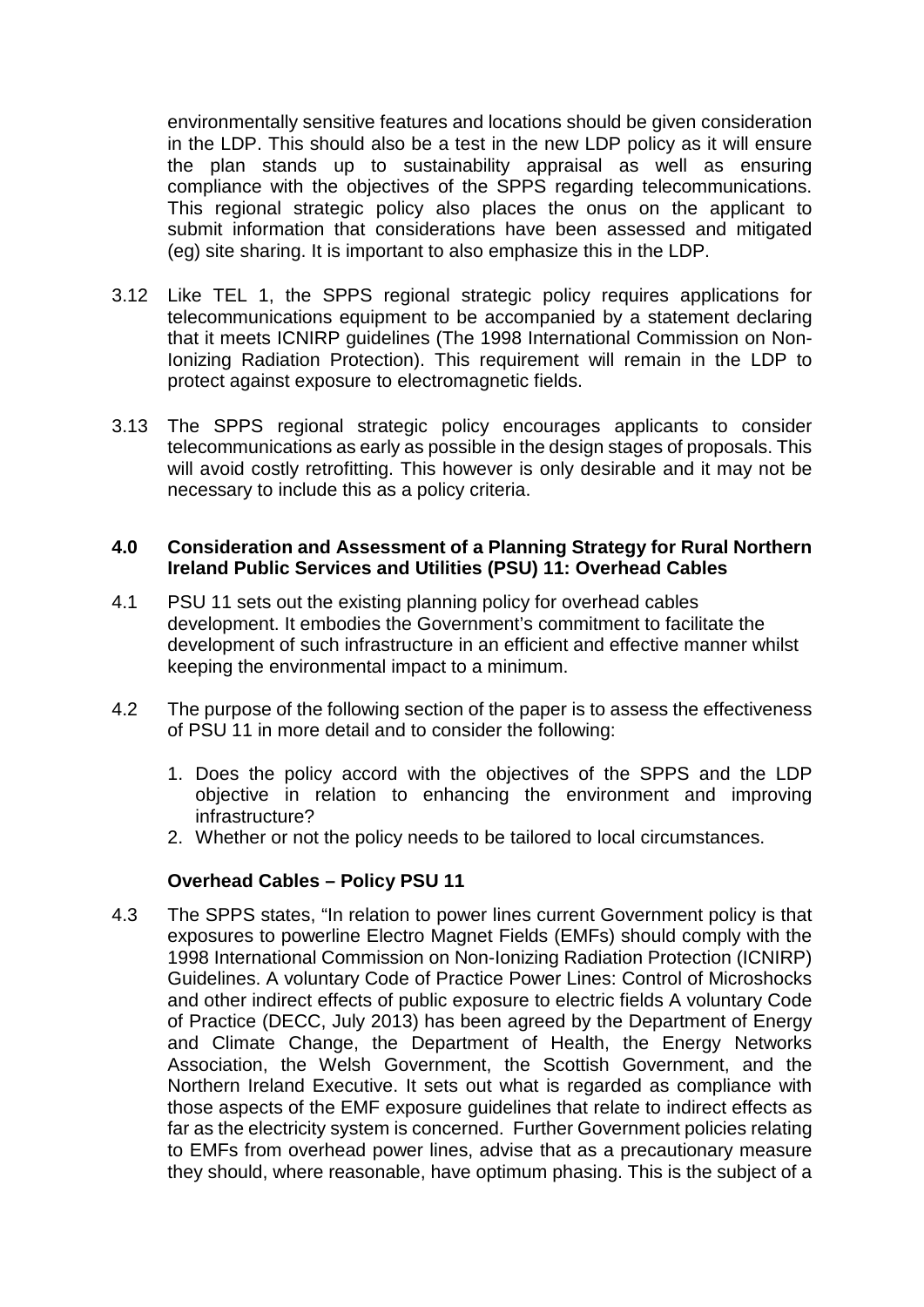environmentally sensitive features and locations should be given consideration in the LDP. This should also be a test in the new LDP policy as it will ensure the plan stands up to sustainability appraisal as well as ensuring compliance with the objectives of the SPPS regarding telecommunications. This regional strategic policy also places the onus on the applicant to submit information that considerations have been assessed and mitigated (eg) site sharing. It is important to also emphasize this in the LDP.

3.12 Like TEL 1, the SPPS regional strategic policy requires applications for telecommunications equipment to be accompanied by a statement declaring that it meets ICNIRP guidelines (The 1998 International Commission on Non-Ionizing Radiation Protection). This requirement will remain in the LDP to protect against exposure to electromagnetic fields.

3.13 The SPPS regional strategic policy encourages applicants to consider telecommunications as early as possible in the design stages of proposals. This will avoid costly retrofitting. This however is only desirable and it may not be necessary to include this as a policy criteria.

## 4.0 Consideration and Assessment of a Planning Strategy for Rural Northern Ireland Public Services and Utilities (PSU) 11: Overhead Cables

4.1 PSU 11 sets out the existing planning policy for overhead cables development. It embodies the Government's commitment to facilitate the development of such infrastructure in an efficient and effective manner whilst keeping the environmental impact to a minimum.

4.2 The purpose of the following section of the paper is to assess the effectiveness of PSU 11 in more detail and to consider the following:

1. Does the policy accord with the objectives of the SPPS and the LDP objective in relation to enhancing the environment and improving infrastructure?
2. Whether or not the policy needs to be tailored to local circumstances.

### Overhead Cables – Policy PSU 11

4.3 The SPPS states, "In relation to power lines current Government policy is that exposures to powerline Electro Magnet Fields (EMFs) should comply with the 1998 International Commission on Non-Ionizing Radiation Protection (ICNIRP) Guidelines. A voluntary Code of Practice Power Lines: Control of Microshocks and other indirect effects of public exposure to electric fields A voluntary Code of Practice (DECC, July 2013) has been agreed by the Department of Energy and Climate Change, the Department of Health, the Energy Networks Association, the Welsh Government, the Scottish Government, and the Northern Ireland Executive. It sets out what is regarded as compliance with those aspects of the EMF exposure guidelines that relate to indirect effects as far as the electricity system is concerned. Further Government policies relating to EMFs from overhead power lines, advise that as a precautionary measure they should, where reasonable, have optimum phasing. This is the subject of a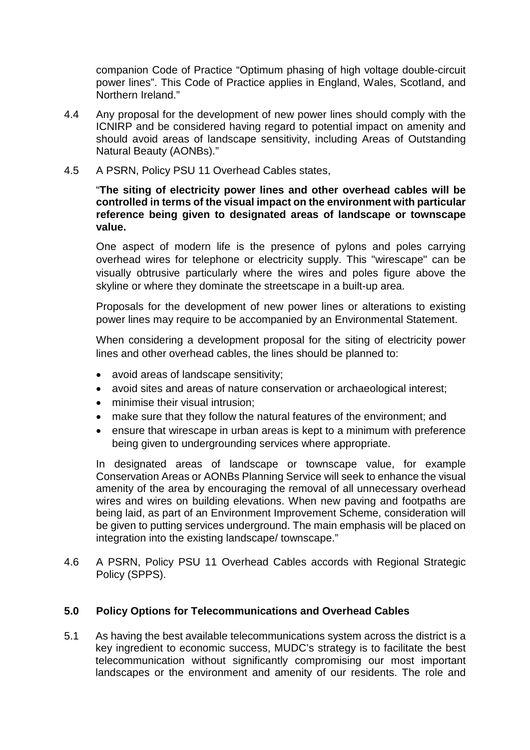companion Code of Practice "Optimum phasing of high voltage double-circuit power lines". This Code of Practice applies in England, Wales, Scotland, and Northern Ireland."

4.4 Any proposal for the development of new power lines should comply with the ICNIRP and be considered having regard to potential impact on amenity and should avoid areas of landscape sensitivity, including Areas of Outstanding Natural Beauty (AONBs)."

4.5 A PSRN, Policy PSU 11 Overhead Cables states,

"**The siting of electricity power lines and other overhead cables will be controlled in terms of the visual impact on the environment with particular reference being given to designated areas of landscape or townscape value.**

One aspect of modern life is the presence of pylons and poles carrying overhead wires for telephone or electricity supply. This "wirescape" can be visually obtrusive particularly where the wires and poles figure above the skyline or where they dominate the streetscape in a built-up area.

Proposals for the development of new power lines or alterations to existing power lines may require to be accompanied by an Environmental Statement.

When considering a development proposal for the siting of electricity power lines and other overhead cables, the lines should be planned to:

- avoid areas of landscape sensitivity;
- avoid sites and areas of nature conservation or archaeological interest;
- minimise their visual intrusion;
- make sure that they follow the natural features of the environment; and
- ensure that wirescape in urban areas is kept to a minimum with preference being given to undergrounding services where appropriate.

In designated areas of landscape or townscape value, for example Conservation Areas or AONBs Planning Service will seek to enhance the visual amenity of the area by encouraging the removal of all unnecessary overhead wires and wires on building elevations. When new paving and footpaths are being laid, as part of an Environment Improvement Scheme, consideration will be given to putting services underground. The main emphasis will be placed on integration into the existing landscape/ townscape."

4.6 A PSRN, Policy PSU 11 Overhead Cables accords with Regional Strategic Policy (SPPS).

## 5.0 Policy Options for Telecommunications and Overhead Cables

5.1 As having the best available telecommunications system across the district is a key ingredient to economic success, MUDC's strategy is to facilitate the best telecommunication without significantly compromising our most important landscapes or the environment and amenity of our residents. The role and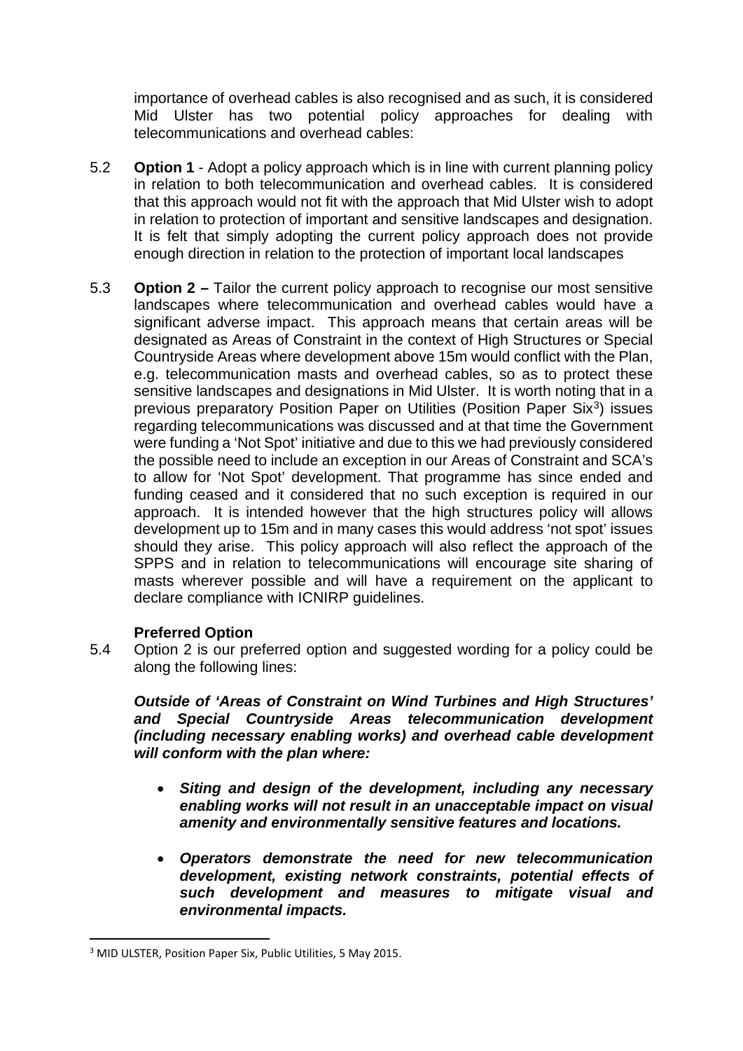importance of overhead cables is also recognised and as such, it is considered Mid Ulster has two potential policy approaches for dealing with telecommunications and overhead cables:

5.2 **Option 1** - Adopt a policy approach which is in line with current planning policy in relation to both telecommunication and overhead cables. It is considered that this approach would not fit with the approach that Mid Ulster wish to adopt in relation to protection of important and sensitive landscapes and designation. It is felt that simply adopting the current policy approach does not provide enough direction in relation to the protection of important local landscapes

5.3 **Option 2 –** Tailor the current policy approach to recognise our most sensitive landscapes where telecommunication and overhead cables would have a significant adverse impact. This approach means that certain areas will be designated as Areas of Constraint in the context of High Structures or Special Countryside Areas where development above 15m would conflict with the Plan, e.g. telecommunication masts and overhead cables, so as to protect these sensitive landscapes and designations in Mid Ulster. It is worth noting that in a previous preparatory Position Paper on Utilities (Position Paper Six[3]) issues regarding telecommunications was discussed and at that time the Government were funding a 'Not Spot' initiative and due to this we had previously considered the possible need to include an exception in our Areas of Constraint and SCA's to allow for 'Not Spot' development. That programme has since ended and funding ceased and it considered that no such exception is required in our approach. It is intended however that the high structures policy will allows development up to 15m and in many cases this would address 'not spot' issues should they arise. This policy approach will also reflect the approach of the SPPS and in relation to telecommunications will encourage site sharing of masts wherever possible and will have a requirement on the applicant to declare compliance with ICNIRP guidelines.

**Preferred Option**

5.4 Option 2 is our preferred option and suggested wording for a policy could be along the following lines:

***Outside of 'Areas of Constraint on Wind Turbines and High Structures' and Special Countryside Areas telecommunication development (including necessary enabling works) and overhead cable development will conform with the plan where:***

- ***Siting and design of the development, including any necessary enabling works will not result in an unacceptable impact on visual amenity and environmentally sensitive features and locations.***
- ***Operators demonstrate the need for new telecommunication development, existing network constraints, potential effects of such development and measures to mitigate visual and environmental impacts.***

[3] MID ULSTER, Position Paper Six, Public Utilities, 5 May 2015.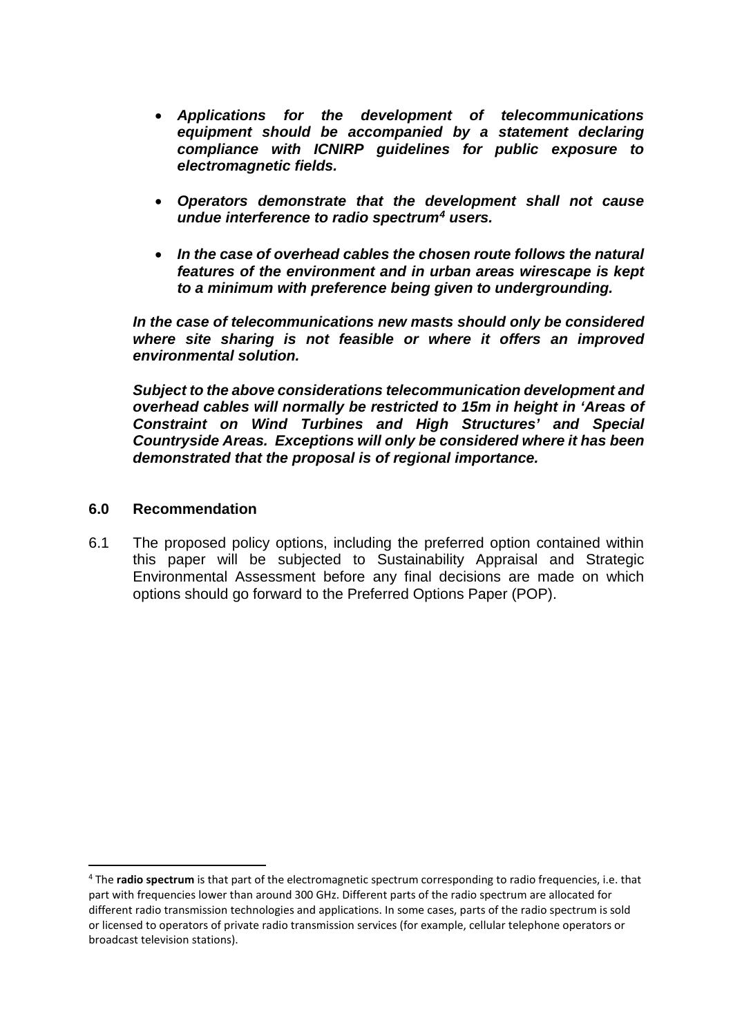- ***Applications for the development of telecommunications equipment should be accompanied by a statement declaring compliance with ICNIRP guidelines for public exposure to electromagnetic fields.***

- ***Operators demonstrate that the development shall not cause undue interference to radio spectrum[4] users.***

- ***In the case of overhead cables the chosen route follows the natural features of the environment and in urban areas wirescape is kept to a minimum with preference being given to undergrounding.***

***In the case of telecommunications new masts should only be considered where site sharing is not feasible or where it offers an improved environmental solution.***

***Subject to the above considerations telecommunication development and overhead cables will normally be restricted to 15m in height in 'Areas of Constraint on Wind Turbines and High Structures' and Special Countryside Areas. Exceptions will only be considered where it has been demonstrated that the proposal is of regional importance.***

## 6.0 Recommendation

6.1 The proposed policy options, including the preferred option contained within this paper will be subjected to Sustainability Appraisal and Strategic Environmental Assessment before any final decisions are made on which options should go forward to the Preferred Options Paper (POP).

---

[4] The **radio spectrum** is that part of the electromagnetic spectrum corresponding to radio frequencies, i.e. that part with frequencies lower than around 300 GHz. Different parts of the radio spectrum are allocated for different radio transmission technologies and applications. In some cases, parts of the radio spectrum is sold or licensed to operators of private radio transmission services (for example, cellular telephone operators or broadcast television stations).